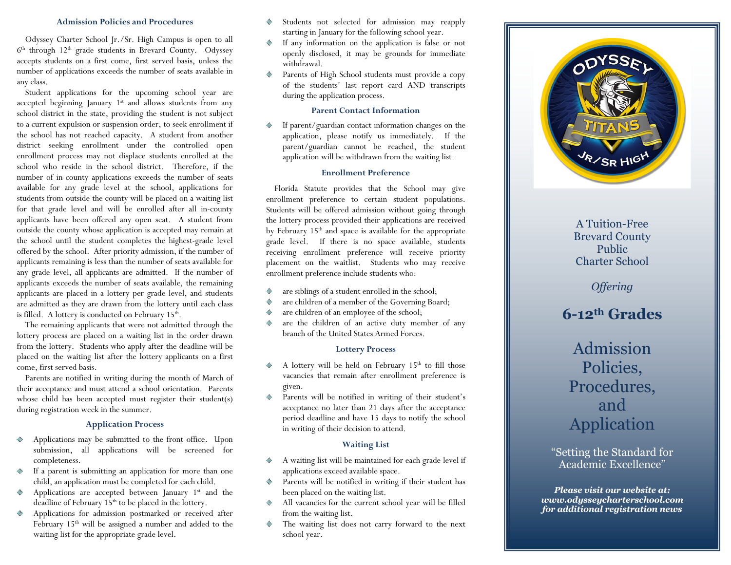## Admission Policies and Procedures

Odyssey Charter School Jr./Sr. High Campus is open to all 6th through 12th grade students in Brevard County. Odyssey accepts students on a first come, first served basis, unless the number of applications exceeds the number of seats available in any class.

Student applications for the upcoming school year are accepted beginning January 1st and allows students from any school district in the state, providing the student is not subject to a current expulsion or suspension order, to seek enrollment if the school has not reached capacity. A student from another district seeking enrollment under the controlled open enrollment process may not displace students enrolled at the school who reside in the school district. Therefore, if the number of in-county applications exceeds the number of seats available for any grade level at the school, applications for students from outside the county will be placed on a waiting list for that grade level and will be enrolled after all in-county applicants have been offered any open seat. A student from outside the county whose application is accepted may remain at the school until the student completes the highest-grade level offered by the school. After priority admission, if the number of applicants remaining is less than the number of seats available for any grade level, all applicants are admitted. If the number of applicants exceeds the number of seats available, the remaining applicants are placed in a lottery per grade level, and students are admitted as they are drawn from the lottery until each class is filled. A lottery is conducted on February 15th.

The remaining applicants that were not admitted through the lottery process are placed on a waiting list in the order drawn from the lottery. Students who apply after the deadline will be placed on the waiting list after the lottery applicants on a first come, first served basis.

Parents are notified in writing during the month of March of their acceptance and must attend a school orientation. Parents whose child has been accepted must register their student(s) during registration week in the summer.

## Application Process

- Applications may be submitted to the front office. Upon submission, all applications will be screened for completeness.
- If a parent is submitting an application for more than one child, an application must be completed for each child.
- Applications are accepted between January 1st and the deadline of February 15th to be placed in the lottery.
- Applications for admission postmarked or received after February 15th will be assigned a number and added to the waiting list for the appropriate grade level.
- Students not selected for admission may reapply starting in January for the following school year.
- If any information on the application is false or not openly disclosed, it may be grounds for immediate withdrawal.
- Parents of High School students must provide a copy of the students' last report card AND transcripts during the application process.

## Parent Contact Information

- If parent/guardian contact information changes on the application, please notify us immediately. If the parent/guardian cannot be reached, the student application will be withdrawn from the waiting list.

## Enrollment Preference

Florida Statute provides that the School may give enrollment preference to certain student populations. Students will be offered admission without going through the lottery process provided their applications are received by February 15th and space is available for the appropriate grade level. If there is no space available, students receiving enrollment preference will receive priority placement on the waitlist. Students who may receive enrollment preference include students who:

- are siblings of a student enrolled in the school;
- are children of a member of the Governing Board;
- are children of an employee of the school;
- are the children of an active duty member of any branch of the United States Armed Forces.

## Lottery Process

- A lottery will be held on February 15th to fill those vacancies that remain after enrollment preference is given.
- Parents will be notified in writing of their student's acceptance no later than 21 days after the acceptance period deadline and have 15 days to notify the school in writing of their decision to attend.

## Waiting List

- A waiting list will be maintained for each grade level if applications exceed available space.
- Parents will be notified in writing if their student has been placed on the waiting list.
- All vacancies for the current school year will be filled from the waiting list.
- The waiting list does not carry forward to the next school year.

ODYSSEY TITANS JR/SR HIGH

A Tuition-Free Brevard County Public Charter School

*Offering*

**6-12th Grades**

# Admission Policies, Procedures, and Application

"Setting the Standard for Academic Excellence"

***Please visit our website at: www.odysseycharterschool.com for additional registration news***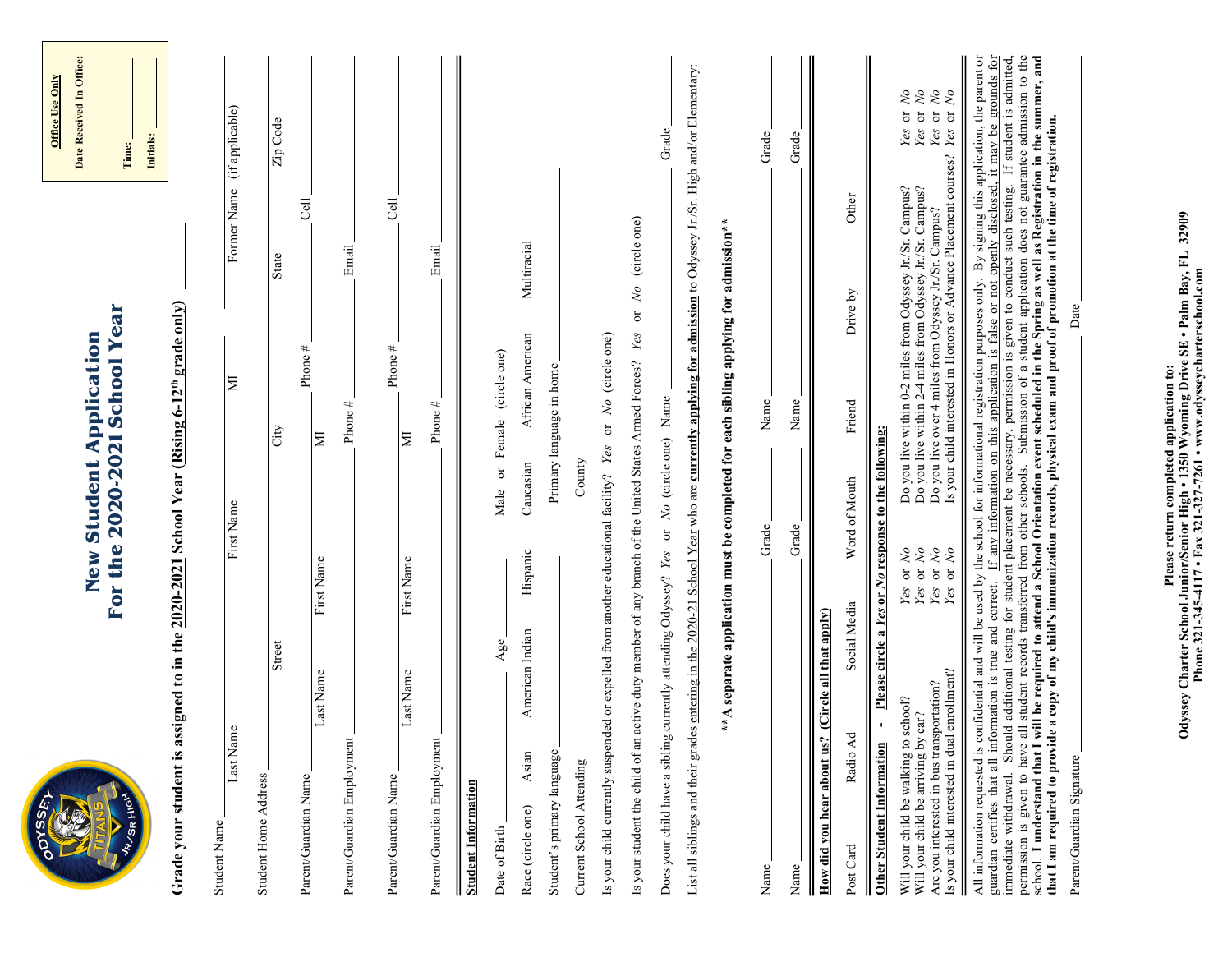**Office Use Only**

**Date Received In Office:** ______

**Time:** ______

**Initials:** ______

# New Student Application
# For the 2020-2021 School Year

**Grade your student is assigned to in the 2020-2021 School Year (Rising 6-12th grade only)** ______

Student Name ______ Last Name ______ First Name ______ MI ______ Former Name (if applicable) ______

Student Home Address ______ Street ______ City ______ State ______ Zip Code ______

Parent/Guardian Name ______ Last Name ______ First Name ______ MI ______ Phone # ______ Cell ______

Parent/Guardian Employment ______ Phone # ______ Email ______

Parent/Guardian Name ______ Last Name ______ First Name ______ MI ______ Phone # ______ Cell ______

Parent/Guardian Employment ______ Phone # ______ Email ______

**Student Information**

Date of Birth ______ Age ______ Male or Female (circle one)

Race (circle one) Asian American Indian Hispanic Caucasian African American Multiracial

Student's primary language ______ Primary language in home ______

Current School Attending ______ County ______

Is your child currently suspended or expelled from another educational facility? *Yes* or *No* (circle one)

Is your student the child of an active duty member of any branch of the United States Armed Forces? *Yes* or *No* (circle one)

Does your child have a sibling currently attending Odyssey? *Yes* or *No* (circle one) Name ______ Grade ______

List all siblings and their grades entering in the 2020-21 School Year who are **currently applying for admission** to Odyssey Jr./Sr. High and/or Elementary:

**\*\*A separate application must be completed for each sibling applying for admission\*\***

Name ______ Grade ______ Name ______ Grade ______

Name ______ Grade ______ Name ______ Grade ______

**How did you hear about us? (Circle all that apply)**

Post Card Radio Ad Social Media Word of Mouth Friend Drive by Other ______

**Other Student Information - Please circle a *Yes* or *No* response to the following:**

| | | | |
|---|---|---|---|
| Will your child be walking to school? | *Yes* or *No* | Do you live within 0-2 miles from Odyssey Jr./Sr. Campus? | *Yes* or *No* |
| Will your child be arriving by car? | *Yes* or *No* | Do you live within 2-4 miles from Odyssey Jr./Sr. Campus? | *Yes* or *No* |
| Are you interested in bus transportation? | *Yes* or *No* | Do you live over 4 miles from Odyssey Jr./Sr. Campus? | *Yes* or *No* |
| Is your child interested in dual enrollment? | *Yes* or *No* | Is your child interested in Honors or Advance Placement courses? | *Yes* or *No* |

All information requested is confidential and will be used by the school for informational registration purposes only. By signing this application, the parent or guardian certifies that all information is true and correct. If any information on this application is false or not openly disclosed, it may be grounds for immediate withdrawal. Should additional testing for student placement be necessary, permission is given to conduct such testing. If student is admitted, permission is given to have all student records transferred from other schools. Submission of a student application does not guarantee admission to the school. **I understand that I will be required to attend a School Orientation event scheduled in the Spring as well as Registration in the summer, and that I am required to provide a copy of my child's immunization records, physical exam and proof of promotion at the time of registration.**

Parent/Guardian Signature ______ Date ______

**Please return completed application to:**
**Odyssey Charter School Junior/Senior High • 1350 Wyoming Drive SE • Palm Bay, FL 32909**
**Phone 321-345-4117 • Fax 321-327-7261 • www.odysseycharterschool.com**